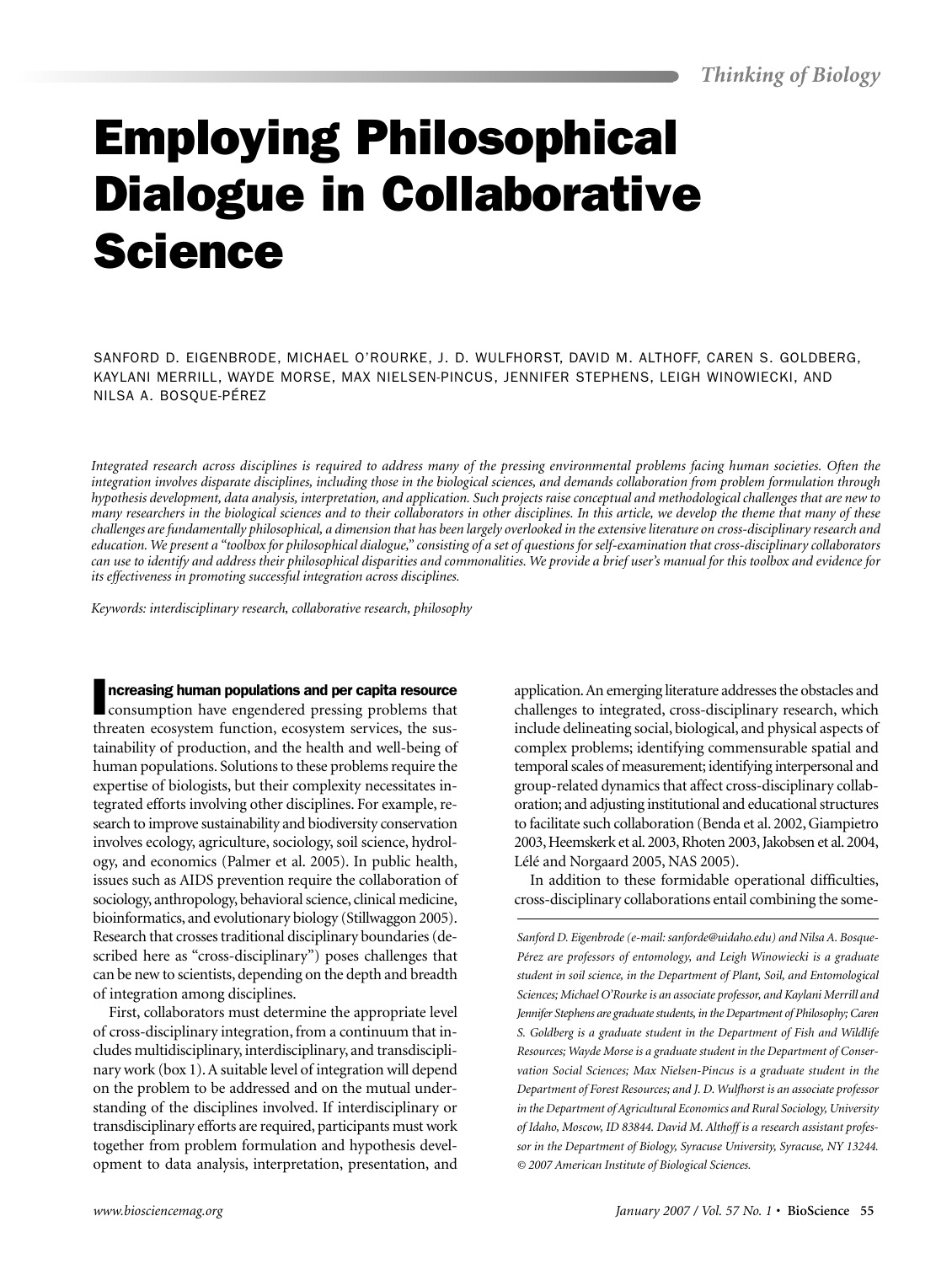# Employing Philosophical Dialogue in Collaborative Science

SANFORD D. EIGENBRODE, MICHAEL O'ROURKE, J. D. WULFHORST, DAVID M. ALTHOFF, CAREN S. GOLDBERG, KAYLANI MERRILL, WAYDE MORSE, MAX NIELSEN-PINCUS, JENNIFER STEPHENS, LEIGH WINOWIECKI, AND NILSA A. BOSQUE-PÉREZ

*Integrated research across disciplines is required to address many of the pressing environmental problems facing human societies. Often the integration involves disparate disciplines, including those in the biological sciences, and demands collaboration from problem formulation through hypothesis development, data analysis, interpretation, and application. Such projects raise conceptual and methodological challenges that are new to many researchers in the biological sciences and to their collaborators in other disciplines. In this article, we develop the theme that many of these challenges are fundamentally philosophical, a dimension that has been largely overlooked in the extensive literature on cross-disciplinary research and education. We present a "toolbox for philosophical dialogue," consisting of a set of questions for self-examination that cross-disciplinary collaborators can use to identify and address their philosophical disparities and commonalities. We provide a brief user's manual for this toolbox and evidence for its effectiveness in promoting successful integration across disciplines.*

*Keywords: interdisciplinary research, collaborative research, philosophy*

**Increasing human populations and per capita resource** consumption have engendered pressing problems that threaten ecosystem function, ecosystem services, the sustainability of production, and the health and well-being of human populations. Solutions to these problems require the expertise of biologists, but their complexity necessitates integrated efforts involving other disciplines. For example, research to improve sustainability and biodiversity conservation involves ecology, agriculture, sociology, soil science, hydrology, and economics (Palmer et al. 2005). In public health, issues such as AIDS prevention require the collaboration of sociology, anthropology, behavioral science, clinical medicine, bioinformatics, and evolutionary biology (Stillwaggon 2005). Research that crosses traditional disciplinary boundaries (described here as "cross-disciplinary") poses challenges that can be new to scientists, depending on the depth and breadth of integration among disciplines.

First, collaborators must determine the appropriate level of cross-disciplinary integration, from a continuum that includes multidisciplinary, interdisciplinary, and transdisciplinary work (box 1). A suitable level of integration will depend on the problem to be addressed and on the mutual understanding of the disciplines involved. If interdisciplinary or transdisciplinary efforts are required, participants must work together from problem formulation and hypothesis development to data analysis, interpretation, presentation, and application. An emerging literature addresses the obstacles and challenges to integrated, cross-disciplinary research, which include delineating social, biological, and physical aspects of complex problems; identifying commensurable spatial and temporal scales of measurement; identifying interpersonal and group-related dynamics that affect cross-disciplinary collaboration; and adjusting institutional and educational structures to facilitate such collaboration (Benda et al. 2002, Giampietro 2003, Heemskerk et al. 2003, Rhoten 2003, Jakobsen et al. 2004, Lélé and Norgaard 2005, NAS 2005).

In addition to these formidable operational difficulties, cross-disciplinary collaborations entail combining the some-

*Sanford D. Eigenbrode (e-mail: sanforde@uidaho.edu) and Nilsa A. Bosque-Pérez are professors of entomology, and Leigh Winowiecki is a graduate student in soil science, in the Department of Plant, Soil, and Entomological Sciences; Michael O'Rourke is an associate professor, and Kaylani Merrill and Jennifer Stephens are graduate students, in the Department of Philosophy; Caren S. Goldberg is a graduate student in the Department of Fish and Wildlife Resources; Wayde Morse is a graduate student in the Department of Conservation Social Sciences; Max Nielsen-Pincus is a graduate student in the Department of Forest Resources; and J. D. Wulfhorst is an associate professor in the Department of Agricultural Economics and Rural Sociology, University of Idaho, Moscow, ID 83844. David M. Althoff is a research assistant professor in the Department of Biology, Syracuse University, Syracuse, NY 13244. © 2007 American Institute of Biological Sciences.*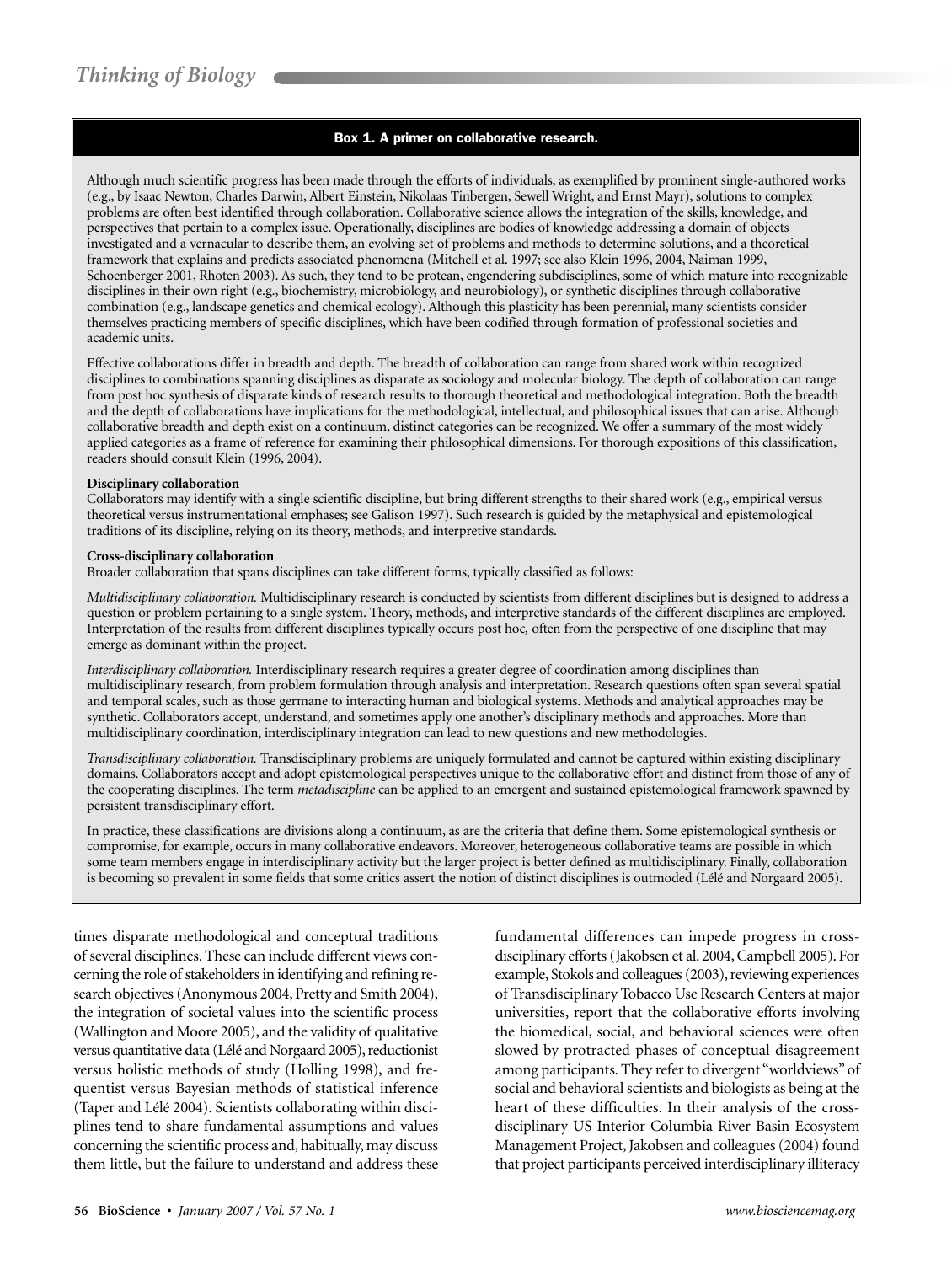### Box 1. A primer on collaborative research.

Although much scientific progress has been made through the efforts of individuals, as exemplified by prominent single-authored works (e.g., by Isaac Newton, Charles Darwin, Albert Einstein, Nikolaas Tinbergen, Sewell Wright, and Ernst Mayr), solutions to complex problems are often best identified through collaboration. Collaborative science allows the integration of the skills, knowledge, and perspectives that pertain to a complex issue. Operationally, disciplines are bodies of knowledge addressing a domain of objects investigated and a vernacular to describe them, an evolving set of problems and methods to determine solutions, and a theoretical framework that explains and predicts associated phenomena (Mitchell et al. 1997; see also Klein 1996, 2004, Naiman 1999, Schoenberger 2001, Rhoten 2003). As such, they tend to be protean, engendering subdisciplines, some of which mature into recognizable disciplines in their own right (e.g., biochemistry, microbiology, and neurobiology), or synthetic disciplines through collaborative combination (e.g., landscape genetics and chemical ecology). Although this plasticity has been perennial, many scientists consider themselves practicing members of specific disciplines, which have been codified through formation of professional societies and academic units.

Effective collaborations differ in breadth and depth. The breadth of collaboration can range from shared work within recognized disciplines to combinations spanning disciplines as disparate as sociology and molecular biology. The depth of collaboration can range from post hoc synthesis of disparate kinds of research results to thorough theoretical and methodological integration. Both the breadth and the depth of collaborations have implications for the methodological, intellectual, and philosophical issues that can arise. Although collaborative breadth and depth exist on a continuum, distinct categories can be recognized. We offer a summary of the most widely applied categories as a frame of reference for examining their philosophical dimensions. For thorough expositions of this classification, readers should consult Klein (1996, 2004).

**Disciplinary collaboration**

Collaborators may identify with a single scientific discipline, but bring different strengths to their shared work (e.g., empirical versus theoretical versus instrumentational emphases; see Galison 1997). Such research is guided by the metaphysical and epistemological traditions of its discipline, relying on its theory, methods, and interpretive standards.

**Cross-disciplinary collaboration**

Broader collaboration that spans disciplines can take different forms, typically classified as follows:

*Multidisciplinary collaboration.* Multidisciplinary research is conducted by scientists from different disciplines but is designed to address a question or problem pertaining to a single system. Theory, methods, and interpretive standards of the different disciplines are employed. Interpretation of the results from different disciplines typically occurs post hoc, often from the perspective of one discipline that may emerge as dominant within the project.

*Interdisciplinary collaboration.* Interdisciplinary research requires a greater degree of coordination among disciplines than multidisciplinary research, from problem formulation through analysis and interpretation. Research questions often span several spatial and temporal scales, such as those germane to interacting human and biological systems. Methods and analytical approaches may be synthetic. Collaborators accept, understand, and sometimes apply one another's disciplinary methods and approaches. More than multidisciplinary coordination, interdisciplinary integration can lead to new questions and new methodologies.

*Transdisciplinary collaboration.* Transdisciplinary problems are uniquely formulated and cannot be captured within existing disciplinary domains. Collaborators accept and adopt epistemological perspectives unique to the collaborative effort and distinct from those of any of the cooperating disciplines. The term *metadiscipline* can be applied to an emergent and sustained epistemological framework spawned by persistent transdisciplinary effort.

In practice, these classifications are divisions along a continuum, as are the criteria that define them. Some epistemological synthesis or compromise, for example, occurs in many collaborative endeavors. Moreover, heterogeneous collaborative teams are possible in which some team members engage in interdisciplinary activity but the larger project is better defined as multidisciplinary. Finally, collaboration is becoming so prevalent in some fields that some critics assert the notion of distinct disciplines is outmoded (Lélé and Norgaard 2005).

times disparate methodological and conceptual traditions of several disciplines. These can include different views concerning the role of stakeholders in identifying and refining research objectives (Anonymous 2004, Pretty and Smith 2004), the integration of societal values into the scientific process (Wallington and Moore 2005), and the validity of qualitative versus quantitative data (Lélé and Norgaard 2005), reductionist versus holistic methods of study (Holling 1998), and frequentist versus Bayesian methods of statistical inference (Taper and Lélé 2004). Scientists collaborating within disciplines tend to share fundamental assumptions and values concerning the scientific process and, habitually, may discuss them little, but the failure to understand and address these fundamental differences can impede progress in cross-disciplinary efforts (Jakobsen et al. 2004, Campbell 2005). For example, Stokols and colleagues (2003), reviewing experiences of Transdisciplinary Tobacco Use Research Centers at major universities, report that the collaborative efforts involving the biomedical, social, and behavioral sciences were often slowed by protracted phases of conceptual disagreement among participants. They refer to divergent "worldviews" of social and behavioral scientists and biologists as being at the heart of these difficulties. In their analysis of the cross-disciplinary US Interior Columbia River Basin Ecosystem Management Project, Jakobsen and colleagues (2004) found that project participants perceived interdisciplinary illiteracy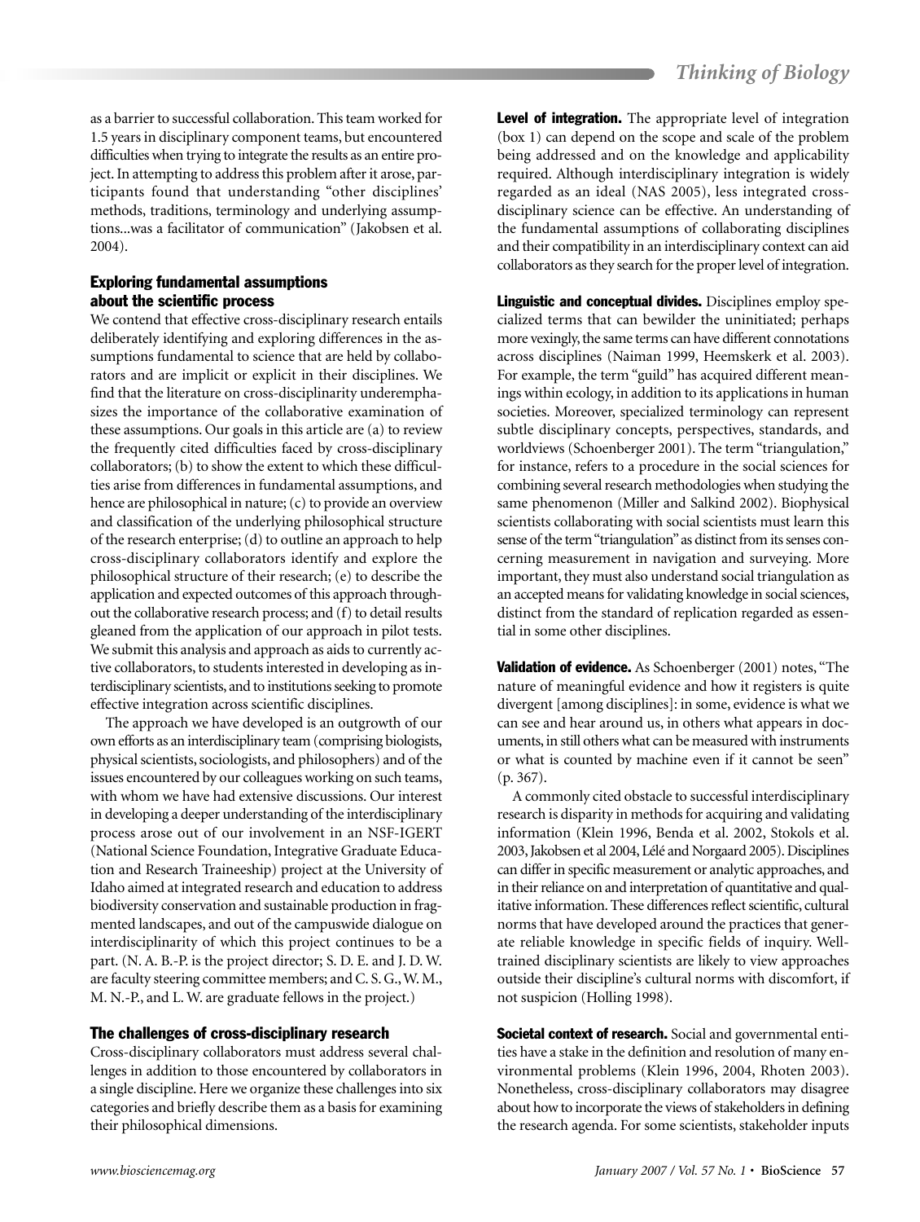as a barrier to successful collaboration. This team worked for 1.5 years in disciplinary component teams, but encountered difficulties when trying to integrate the results as an entire project. In attempting to address this problem after it arose, participants found that understanding "other disciplines' methods, traditions, terminology and underlying assumptions...was a facilitator of communication" (Jakobsen et al. 2004).

## Exploring fundamental assumptions about the scientific process

We contend that effective cross-disciplinary research entails deliberately identifying and exploring differences in the assumptions fundamental to science that are held by collaborators and are implicit or explicit in their disciplines. We find that the literature on cross-disciplinarity underemphasizes the importance of the collaborative examination of these assumptions. Our goals in this article are (a) to review the frequently cited difficulties faced by cross-disciplinary collaborators; (b) to show the extent to which these difficulties arise from differences in fundamental assumptions, and hence are philosophical in nature; (c) to provide an overview and classification of the underlying philosophical structure of the research enterprise; (d) to outline an approach to help cross-disciplinary collaborators identify and explore the philosophical structure of their research; (e) to describe the application and expected outcomes of this approach throughout the collaborative research process; and (f) to detail results gleaned from the application of our approach in pilot tests. We submit this analysis and approach as aids to currently active collaborators, to students interested in developing as interdisciplinary scientists, and to institutions seeking to promote effective integration across scientific disciplines.

The approach we have developed is an outgrowth of our own efforts as an interdisciplinary team (comprising biologists, physical scientists, sociologists, and philosophers) and of the issues encountered by our colleagues working on such teams, with whom we have had extensive discussions. Our interest in developing a deeper understanding of the interdisciplinary process arose out of our involvement in an NSF-IGERT (National Science Foundation, Integrative Graduate Education and Research Traineeship) project at the University of Idaho aimed at integrated research and education to address biodiversity conservation and sustainable production in fragmented landscapes, and out of the campuswide dialogue on interdisciplinarity of which this project continues to be a part. (N. A. B.-P. is the project director; S. D. E. and J. D. W. are faculty steering committee members; and C. S. G., W. M., M. N.-P., and L. W. are graduate fellows in the project.)

## The challenges of cross-disciplinary research

Cross-disciplinary collaborators must address several challenges in addition to those encountered by collaborators in a single discipline. Here we organize these challenges into six categories and briefly describe them as a basis for examining their philosophical dimensions.

**Level of integration.** The appropriate level of integration (box 1) can depend on the scope and scale of the problem being addressed and on the knowledge and applicability required. Although interdisciplinary integration is widely regarded as an ideal (NAS 2005), less integrated cross-disciplinary science can be effective. An understanding of the fundamental assumptions of collaborating disciplines and their compatibility in an interdisciplinary context can aid collaborators as they search for the proper level of integration.

**Linguistic and conceptual divides.** Disciplines employ specialized terms that can bewilder the uninitiated; perhaps more vexingly, the same terms can have different connotations across disciplines (Naiman 1999, Heemskerk et al. 2003). For example, the term "guild" has acquired different meanings within ecology, in addition to its applications in human societies. Moreover, specialized terminology can represent subtle disciplinary concepts, perspectives, standards, and worldviews (Schoenberger 2001). The term "triangulation," for instance, refers to a procedure in the social sciences for combining several research methodologies when studying the same phenomenon (Miller and Salkind 2002). Biophysical scientists collaborating with social scientists must learn this sense of the term "triangulation" as distinct from its senses concerning measurement in navigation and surveying. More important, they must also understand social triangulation as an accepted means for validating knowledge in social sciences, distinct from the standard of replication regarded as essential in some other disciplines.

**Validation of evidence.** As Schoenberger (2001) notes, "The nature of meaningful evidence and how it registers is quite divergent [among disciplines]: in some, evidence is what we can see and hear around us, in others what appears in documents, in still others what can be measured with instruments or what is counted by machine even if it cannot be seen" (p. 367).

A commonly cited obstacle to successful interdisciplinary research is disparity in methods for acquiring and validating information (Klein 1996, Benda et al. 2002, Stokols et al. 2003, Jakobsen et al 2004, Lélé and Norgaard 2005). Disciplines can differ in specific measurement or analytic approaches, and in their reliance on and interpretation of quantitative and qualitative information. These differences reflect scientific, cultural norms that have developed around the practices that generate reliable knowledge in specific fields of inquiry. Well-trained disciplinary scientists are likely to view approaches outside their discipline's cultural norms with discomfort, if not suspicion (Holling 1998).

**Societal context of research.** Social and governmental entities have a stake in the definition and resolution of many environmental problems (Klein 1996, 2004, Rhoten 2003). Nonetheless, cross-disciplinary collaborators may disagree about how to incorporate the views of stakeholders in defining the research agenda. For some scientists, stakeholder inputs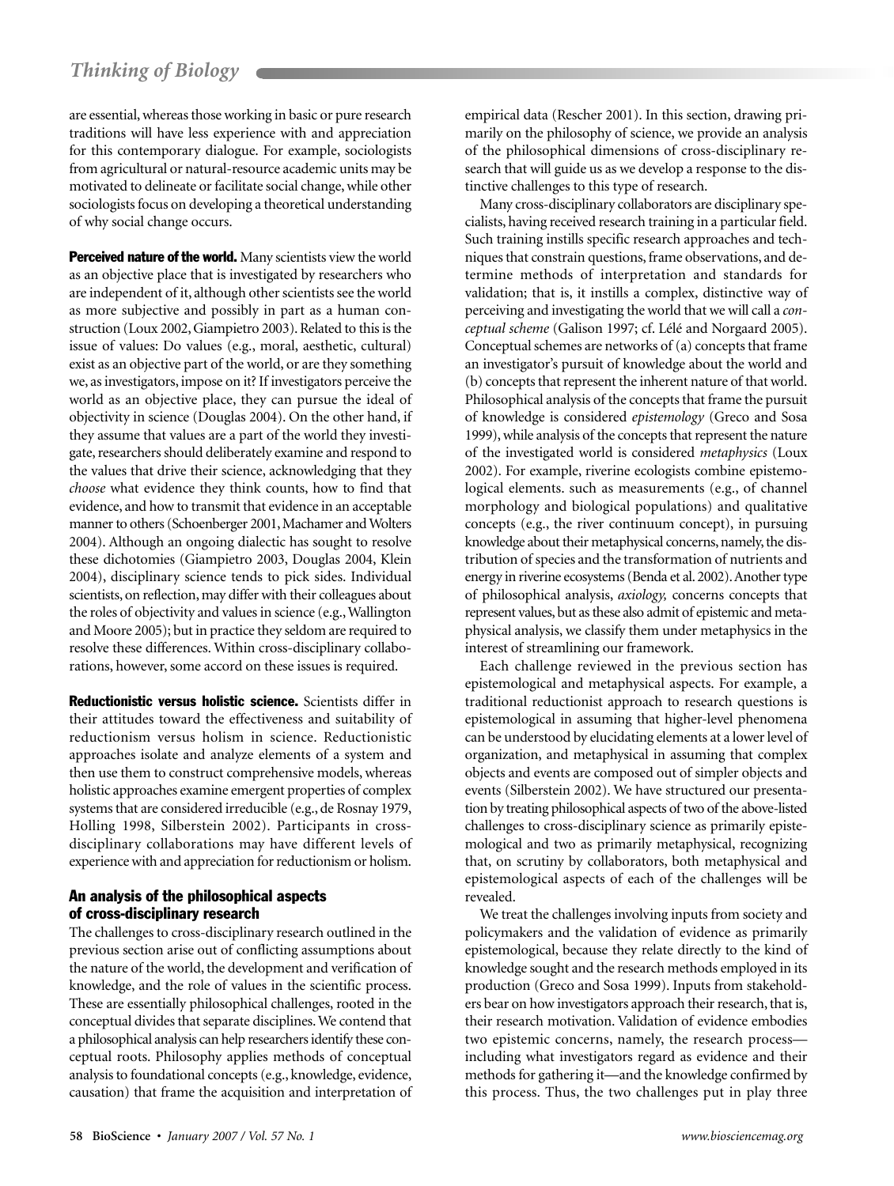are essential, whereas those working in basic or pure research traditions will have less experience with and appreciation for this contemporary dialogue. For example, sociologists from agricultural or natural-resource academic units may be motivated to delineate or facilitate social change, while other sociologists focus on developing a theoretical understanding of why social change occurs.

**Perceived nature of the world.** Many scientists view the world as an objective place that is investigated by researchers who are independent of it, although other scientists see the world as more subjective and possibly in part as a human construction (Loux 2002, Giampietro 2003). Related to this is the issue of values: Do values (e.g., moral, aesthetic, cultural) exist as an objective part of the world, or are they something we, as investigators, impose on it? If investigators perceive the world as an objective place, they can pursue the ideal of objectivity in science (Douglas 2004). On the other hand, if they assume that values are a part of the world they investigate, researchers should deliberately examine and respond to the values that drive their science, acknowledging that they *choose* what evidence they think counts, how to find that evidence, and how to transmit that evidence in an acceptable manner to others (Schoenberger 2001, Machamer and Wolters 2004). Although an ongoing dialectic has sought to resolve these dichotomies (Giampietro 2003, Douglas 2004, Klein 2004), disciplinary science tends to pick sides. Individual scientists, on reflection, may differ with their colleagues about the roles of objectivity and values in science (e.g., Wallington and Moore 2005); but in practice they seldom are required to resolve these differences. Within cross-disciplinary collaborations, however, some accord on these issues is required.

**Reductionistic versus holistic science.** Scientists differ in their attitudes toward the effectiveness and suitability of reductionism versus holism in science. Reductionistic approaches isolate and analyze elements of a system and then use them to construct comprehensive models, whereas holistic approaches examine emergent properties of complex systems that are considered irreducible (e.g., de Rosnay 1979, Holling 1998, Silberstein 2002). Participants in cross-disciplinary collaborations may have different levels of experience with and appreciation for reductionism or holism.

## An analysis of the philosophical aspects of cross-disciplinary research

The challenges to cross-disciplinary research outlined in the previous section arise out of conflicting assumptions about the nature of the world, the development and verification of knowledge, and the role of values in the scientific process. These are essentially philosophical challenges, rooted in the conceptual divides that separate disciplines. We contend that a philosophical analysis can help researchers identify these conceptual roots. Philosophy applies methods of conceptual analysis to foundational concepts (e.g., knowledge, evidence, causation) that frame the acquisition and interpretation of empirical data (Rescher 2001). In this section, drawing primarily on the philosophy of science, we provide an analysis of the philosophical dimensions of cross-disciplinary research that will guide us as we develop a response to the distinctive challenges to this type of research.

Many cross-disciplinary collaborators are disciplinary specialists, having received research training in a particular field. Such training instills specific research approaches and techniques that constrain questions, frame observations, and determine methods of interpretation and standards for validation; that is, it instills a complex, distinctive way of perceiving and investigating the world that we will call a *conceptual scheme* (Galison 1997; cf. Lélé and Norgaard 2005). Conceptual schemes are networks of (a) concepts that frame an investigator's pursuit of knowledge about the world and (b) concepts that represent the inherent nature of that world. Philosophical analysis of the concepts that frame the pursuit of knowledge is considered *epistemology* (Greco and Sosa 1999), while analysis of the concepts that represent the nature of the investigated world is considered *metaphysics* (Loux 2002). For example, riverine ecologists combine epistemological elements. such as measurements (e.g., of channel morphology and biological populations) and qualitative concepts (e.g., the river continuum concept), in pursuing knowledge about their metaphysical concerns, namely, the distribution of species and the transformation of nutrients and energy in riverine ecosystems (Benda et al. 2002). Another type of philosophical analysis, *axiology,* concerns concepts that represent values, but as these also admit of epistemic and metaphysical analysis, we classify them under metaphysics in the interest of streamlining our framework.

Each challenge reviewed in the previous section has epistemological and metaphysical aspects. For example, a traditional reductionist approach to research questions is epistemological in assuming that higher-level phenomena can be understood by elucidating elements at a lower level of organization, and metaphysical in assuming that complex objects and events are composed out of simpler objects and events (Silberstein 2002). We have structured our presentation by treating philosophical aspects of two of the above-listed challenges to cross-disciplinary science as primarily epistemological and two as primarily metaphysical, recognizing that, on scrutiny by collaborators, both metaphysical and epistemological aspects of each of the challenges will be revealed.

We treat the challenges involving inputs from society and policymakers and the validation of evidence as primarily epistemological, because they relate directly to the kind of knowledge sought and the research methods employed in its production (Greco and Sosa 1999). Inputs from stakeholders bear on how investigators approach their research, that is, their research motivation. Validation of evidence embodies two epistemic concerns, namely, the research process—including what investigators regard as evidence and their methods for gathering it—and the knowledge confirmed by this process. Thus, the two challenges put in play three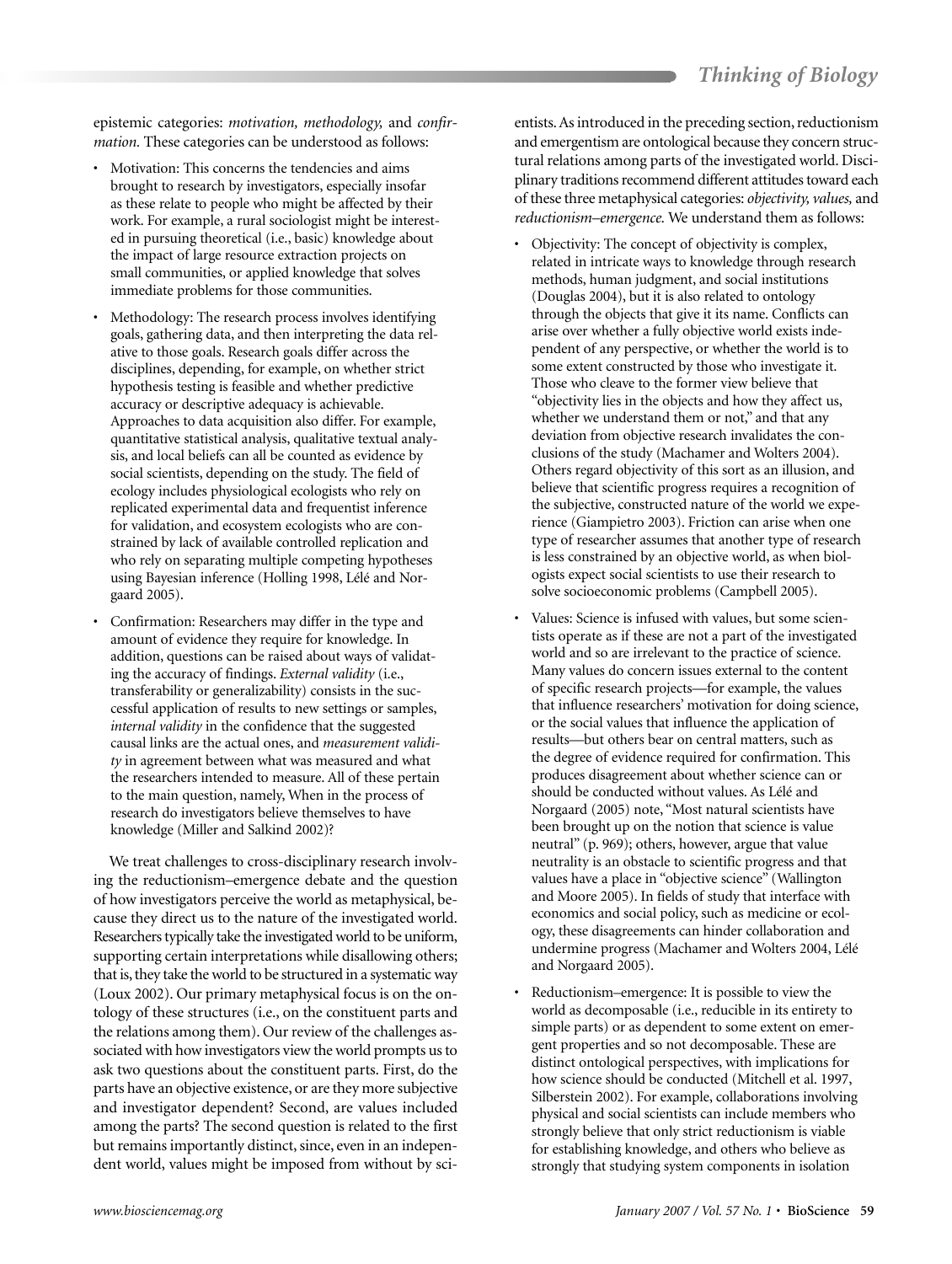epistemic categories: *motivation, methodology,* and *confirmation.* These categories can be understood as follows:

- Motivation: This concerns the tendencies and aims brought to research by investigators, especially insofar as these relate to people who might be affected by their work. For example, a rural sociologist might be interested in pursuing theoretical (i.e., basic) knowledge about the impact of large resource extraction projects on small communities, or applied knowledge that solves immediate problems for those communities.
- Methodology: The research process involves identifying goals, gathering data, and then interpreting the data relative to those goals. Research goals differ across the disciplines, depending, for example, on whether strict hypothesis testing is feasible and whether predictive accuracy or descriptive adequacy is achievable. Approaches to data acquisition also differ. For example, quantitative statistical analysis, qualitative textual analysis, and local beliefs can all be counted as evidence by social scientists, depending on the study. The field of ecology includes physiological ecologists who rely on replicated experimental data and frequentist inference for validation, and ecosystem ecologists who are constrained by lack of available controlled replication and who rely on separating multiple competing hypotheses using Bayesian inference (Holling 1998, Lélé and Norgaard 2005).
- Confirmation: Researchers may differ in the type and amount of evidence they require for knowledge. In addition, questions can be raised about ways of validating the accuracy of findings. *External validity* (i.e., transferability or generalizability) consists in the successful application of results to new settings or samples, *internal validity* in the confidence that the suggested causal links are the actual ones, and *measurement validity* in agreement between what was measured and what the researchers intended to measure. All of these pertain to the main question, namely, When in the process of research do investigators believe themselves to have knowledge (Miller and Salkind 2002)?

We treat challenges to cross-disciplinary research involving the reductionism–emergence debate and the question of how investigators perceive the world as metaphysical, because they direct us to the nature of the investigated world. Researchers typically take the investigated world to be uniform, supporting certain interpretations while disallowing others; that is, they take the world to be structured in a systematic way (Loux 2002). Our primary metaphysical focus is on the ontology of these structures (i.e., on the constituent parts and the relations among them). Our review of the challenges associated with how investigators view the world prompts us to ask two questions about the constituent parts. First, do the parts have an objective existence, or are they more subjective and investigator dependent? Second, are values included among the parts? The second question is related to the first but remains importantly distinct, since, even in an independent world, values might be imposed from without by scientists. As introduced in the preceding section, reductionism and emergentism are ontological because they concern structural relations among parts of the investigated world. Disciplinary traditions recommend different attitudes toward each of these three metaphysical categories: *objectivity, values,* and *reductionism–emergence.* We understand them as follows:

- Objectivity: The concept of objectivity is complex, related in intricate ways to knowledge through research methods, human judgment, and social institutions (Douglas 2004), but it is also related to ontology through the objects that give it its name. Conflicts can arise over whether a fully objective world exists independent of any perspective, or whether the world is to some extent constructed by those who investigate it. Those who cleave to the former view believe that "objectivity lies in the objects and how they affect us, whether we understand them or not," and that any deviation from objective research invalidates the conclusions of the study (Machamer and Wolters 2004). Others regard objectivity of this sort as an illusion, and believe that scientific progress requires a recognition of the subjective, constructed nature of the world we experience (Giampietro 2003). Friction can arise when one type of researcher assumes that another type of research is less constrained by an objective world, as when biologists expect social scientists to use their research to solve socioeconomic problems (Campbell 2005).
- Values: Science is infused with values, but some scientists operate as if these are not a part of the investigated world and so are irrelevant to the practice of science. Many values do concern issues external to the content of specific research projects—for example, the values that influence researchers' motivation for doing science, or the social values that influence the application of results—but others bear on central matters, such as the degree of evidence required for confirmation. This produces disagreement about whether science can or should be conducted without values. As Lélé and Norgaard (2005) note, "Most natural scientists have been brought up on the notion that science is value neutral" (p. 969); others, however, argue that value neutrality is an obstacle to scientific progress and that values have a place in "objective science" (Wallington and Moore 2005). In fields of study that interface with economics and social policy, such as medicine or ecology, these disagreements can hinder collaboration and undermine progress (Machamer and Wolters 2004, Lélé and Norgaard 2005).
- Reductionism–emergence: It is possible to view the world as decomposable (i.e., reducible in its entirety to simple parts) or as dependent to some extent on emergent properties and so not decomposable. These are distinct ontological perspectives, with implications for how science should be conducted (Mitchell et al. 1997, Silberstein 2002). For example, collaborations involving physical and social scientists can include members who strongly believe that only strict reductionism is viable for establishing knowledge, and others who believe as strongly that studying system components in isolation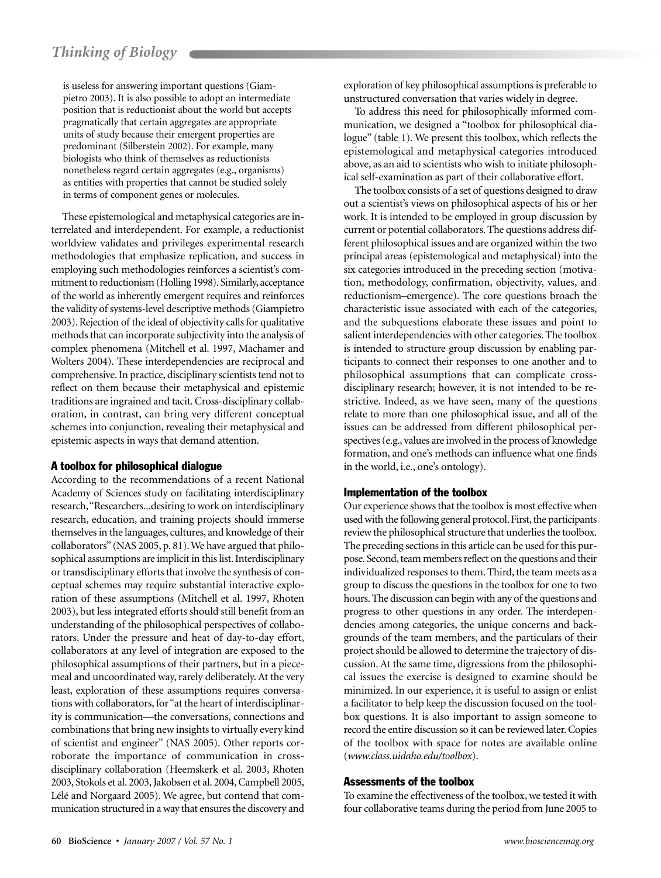is useless for answering important questions (Giampietro 2003). It is also possible to adopt an intermediate position that is reductionist about the world but accepts pragmatically that certain aggregates are appropriate units of study because their emergent properties are predominant (Silberstein 2002). For example, many biologists who think of themselves as reductionists nonetheless regard certain aggregates (e.g., organisms) as entities with properties that cannot be studied solely in terms of component genes or molecules.

These epistemological and metaphysical categories are interrelated and interdependent. For example, a reductionist worldview validates and privileges experimental research methodologies that emphasize replication, and success in employing such methodologies reinforces a scientist's commitment to reductionism (Holling 1998). Similarly, acceptance of the world as inherently emergent requires and reinforces the validity of systems-level descriptive methods (Giampietro 2003). Rejection of the ideal of objectivity calls for qualitative methods that can incorporate subjectivity into the analysis of complex phenomena (Mitchell et al. 1997, Machamer and Wolters 2004). These interdependencies are reciprocal and comprehensive. In practice, disciplinary scientists tend not to reflect on them because their metaphysical and epistemic traditions are ingrained and tacit. Cross-disciplinary collaboration, in contrast, can bring very different conceptual schemes into conjunction, revealing their metaphysical and epistemic aspects in ways that demand attention.

## A toolbox for philosophical dialogue

According to the recommendations of a recent National Academy of Sciences study on facilitating interdisciplinary research, "Researchers...desiring to work on interdisciplinary research, education, and training projects should immerse themselves in the languages, cultures, and knowledge of their collaborators" (NAS 2005, p. 81). We have argued that philosophical assumptions are implicit in this list. Interdisciplinary or transdisciplinary efforts that involve the synthesis of conceptual schemes may require substantial interactive exploration of these assumptions (Mitchell et al. 1997, Rhoten 2003), but less integrated efforts should still benefit from an understanding of the philosophical perspectives of collaborators. Under the pressure and heat of day-to-day effort, collaborators at any level of integration are exposed to the philosophical assumptions of their partners, but in a piecemeal and uncoordinated way, rarely deliberately. At the very least, exploration of these assumptions requires conversations with collaborators, for "at the heart of interdisciplinarity is communication—the conversations, connections and combinations that bring new insights to virtually every kind of scientist and engineer" (NAS 2005). Other reports corroborate the importance of communication in cross-disciplinary collaboration (Heemskerk et al. 2003, Rhoten 2003, Stokols et al. 2003, Jakobsen et al. 2004, Campbell 2005, Lélé and Norgaard 2005). We agree, but contend that communication structured in a way that ensures the discovery and exploration of key philosophical assumptions is preferable to unstructured conversation that varies widely in degree.

To address this need for philosophically informed communication, we designed a "toolbox for philosophical dialogue" (table 1). We present this toolbox, which reflects the epistemological and metaphysical categories introduced above, as an aid to scientists who wish to initiate philosophical self-examination as part of their collaborative effort.

The toolbox consists of a set of questions designed to draw out a scientist's views on philosophical aspects of his or her work. It is intended to be employed in group discussion by current or potential collaborators. The questions address different philosophical issues and are organized within the two principal areas (epistemological and metaphysical) into the six categories introduced in the preceding section (motivation, methodology, confirmation, objectivity, values, and reductionism–emergence). The core questions broach the characteristic issue associated with each of the categories, and the subquestions elaborate these issues and point to salient interdependencies with other categories. The toolbox is intended to structure group discussion by enabling participants to connect their responses to one another and to philosophical assumptions that can complicate cross-disciplinary research; however, it is not intended to be restrictive. Indeed, as we have seen, many of the questions relate to more than one philosophical issue, and all of the issues can be addressed from different philosophical perspectives (e.g., values are involved in the process of knowledge formation, and one's methods can influence what one finds in the world, i.e., one's ontology).

## Implementation of the toolbox

Our experience shows that the toolbox is most effective when used with the following general protocol. First, the participants review the philosophical structure that underlies the toolbox. The preceding sections in this article can be used for this purpose. Second, team members reflect on the questions and their individualized responses to them. Third, the team meets as a group to discuss the questions in the toolbox for one to two hours. The discussion can begin with any of the questions and progress to other questions in any order. The interdependencies among categories, the unique concerns and backgrounds of the team members, and the particulars of their project should be allowed to determine the trajectory of discussion. At the same time, digressions from the philosophical issues the exercise is designed to examine should be minimized. In our experience, it is useful to assign or enlist a facilitator to help keep the discussion focused on the toolbox questions. It is also important to assign someone to record the entire discussion so it can be reviewed later. Copies of the toolbox with space for notes are available online (*www.class.uidaho.edu/toolbox*).

## Assessments of the toolbox

To examine the effectiveness of the toolbox, we tested it with four collaborative teams during the period from June 2005 to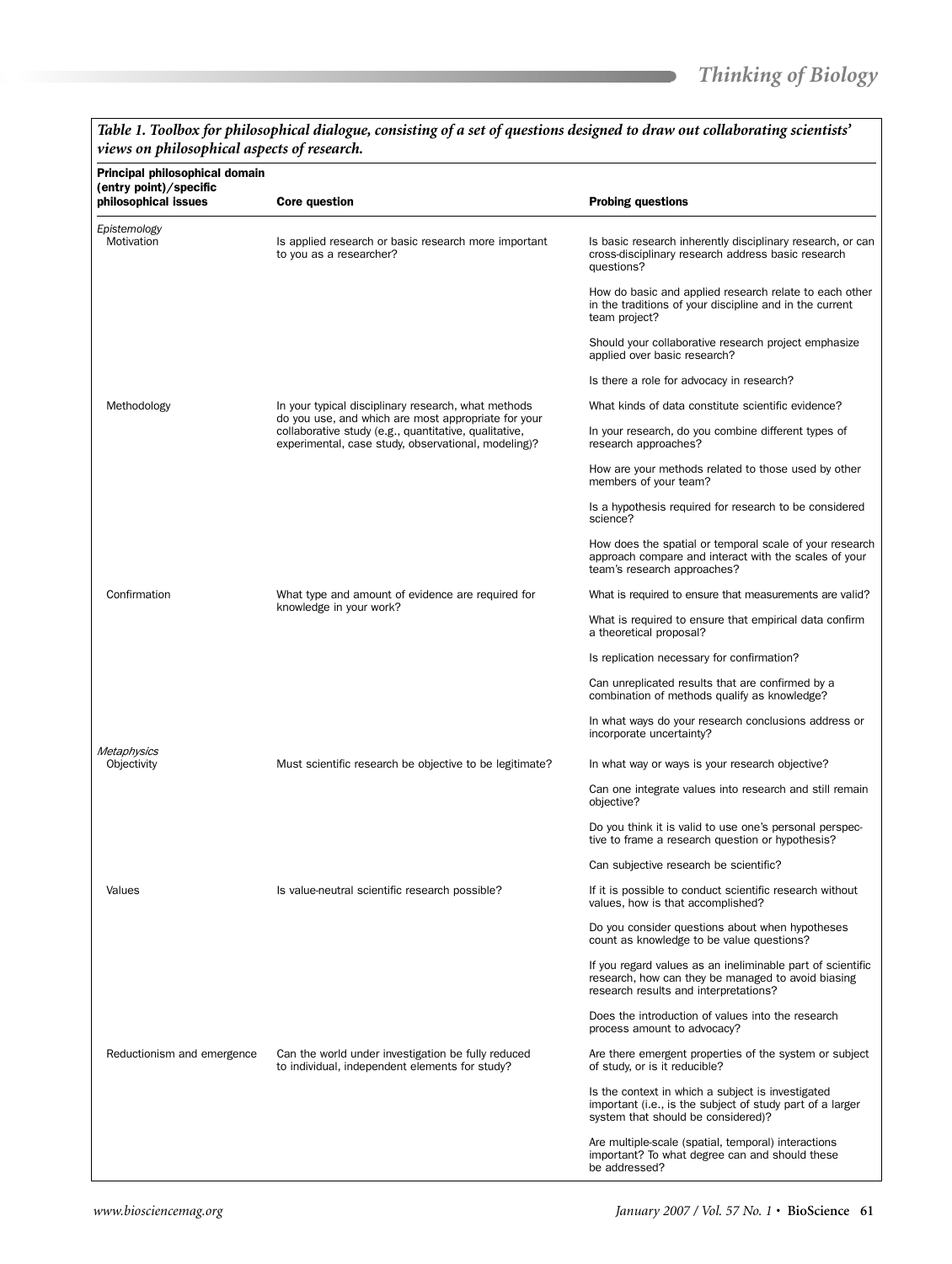*Table 1. Toolbox for philosophical dialogue, consisting of a set of questions designed to draw out collaborating scientists' views on philosophical aspects of research.*

| Principal philosophical domain (entry point)/specific philosophical issues | Core question | Probing questions |
|---|---|---|
| *Epistemology* | | |
| Motivation | Is applied research or basic research more important to you as a researcher? | Is basic research inherently disciplinary research, or can cross-disciplinary research address basic research questions? |
| | | How do basic and applied research relate to each other in the traditions of your discipline and in the current team project? |
| | | Should your collaborative research project emphasize applied over basic research? |
| | | Is there a role for advocacy in research? |
| Methodology | In your typical disciplinary research, what methods do you use, and which are most appropriate for your collaborative study (e.g., quantitative, qualitative, experimental, case study, observational, modeling)? | What kinds of data constitute scientific evidence? |
| | | In your research, do you combine different types of research approaches? |
| | | How are your methods related to those used by other members of your team? |
| | | Is a hypothesis required for research to be considered science? |
| | | How does the spatial or temporal scale of your research approach compare and interact with the scales of your team's research approaches? |
| Confirmation | What type and amount of evidence are required for knowledge in your work? | What is required to ensure that measurements are valid? |
| | | What is required to ensure that empirical data confirm a theoretical proposal? |
| | | Is replication necessary for confirmation? |
| | | Can unreplicated results that are confirmed by a combination of methods qualify as knowledge? |
| | | In what ways do your research conclusions address or incorporate uncertainty? |
| *Metaphysics* | | |
| Objectivity | Must scientific research be objective to be legitimate? | In what way or ways is your research objective? |
| | | Can one integrate values into research and still remain objective? |
| | | Do you think it is valid to use one's personal perspective to frame a research question or hypothesis? |
| | | Can subjective research be scientific? |
| Values | Is value-neutral scientific research possible? | If it is possible to conduct scientific research without values, how is that accomplished? |
| | | Do you consider questions about when hypotheses count as knowledge to be value questions? |
| | | If you regard values as an ineliminable part of scientific research, how can they be managed to avoid biasing research results and interpretations? |
| | | Does the introduction of values into the research process amount to advocacy? |
| Reductionism and emergence | Can the world under investigation be fully reduced to individual, independent elements for study? | Are there emergent properties of the system or subject of study, or is it reducible? |
| | | Is the context in which a subject is investigated important (i.e., is the subject of study part of a larger system that should be considered)? |
| | | Are multiple-scale (spatial, temporal) interactions important? To what degree can and should these be addressed? |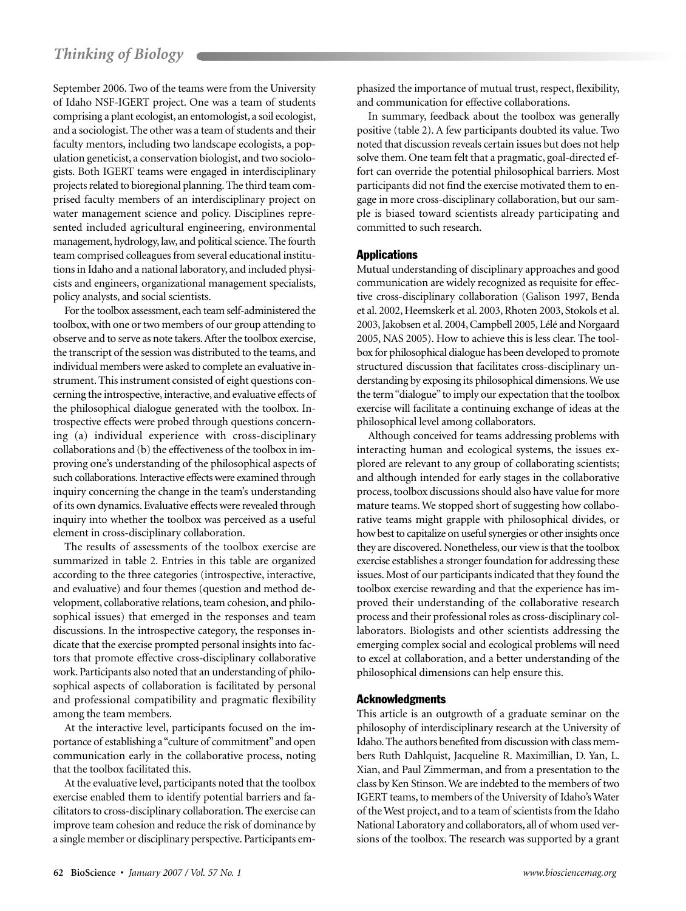September 2006. Two of the teams were from the University of Idaho NSF-IGERT project. One was a team of students comprising a plant ecologist, an entomologist, a soil ecologist, and a sociologist. The other was a team of students and their faculty mentors, including two landscape ecologists, a population geneticist, a conservation biologist, and two sociologists. Both IGERT teams were engaged in interdisciplinary projects related to bioregional planning. The third team comprised faculty members of an interdisciplinary project on water management science and policy. Disciplines represented included agricultural engineering, environmental management, hydrology, law, and political science. The fourth team comprised colleagues from several educational institutions in Idaho and a national laboratory, and included physicists and engineers, organizational management specialists, policy analysts, and social scientists.

For the toolbox assessment, each team self-administered the toolbox, with one or two members of our group attending to observe and to serve as note takers. After the toolbox exercise, the transcript of the session was distributed to the teams, and individual members were asked to complete an evaluative instrument. This instrument consisted of eight questions concerning the introspective, interactive, and evaluative effects of the philosophical dialogue generated with the toolbox. Introspective effects were probed through questions concerning (a) individual experience with cross-disciplinary collaborations and (b) the effectiveness of the toolbox in improving one's understanding of the philosophical aspects of such collaborations. Interactive effects were examined through inquiry concerning the change in the team's understanding of its own dynamics. Evaluative effects were revealed through inquiry into whether the toolbox was perceived as a useful element in cross-disciplinary collaboration.

The results of assessments of the toolbox exercise are summarized in table 2. Entries in this table are organized according to the three categories (introspective, interactive, and evaluative) and four themes (question and method development, collaborative relations, team cohesion, and philosophical issues) that emerged in the responses and team discussions. In the introspective category, the responses indicate that the exercise prompted personal insights into factors that promote effective cross-disciplinary collaborative work. Participants also noted that an understanding of philosophical aspects of collaboration is facilitated by personal and professional compatibility and pragmatic flexibility among the team members.

At the interactive level, participants focused on the importance of establishing a "culture of commitment" and open communication early in the collaborative process, noting that the toolbox facilitated this.

At the evaluative level, participants noted that the toolbox exercise enabled them to identify potential barriers and facilitators to cross-disciplinary collaboration. The exercise can improve team cohesion and reduce the risk of dominance by a single member or disciplinary perspective. Participants emphasized the importance of mutual trust, respect, flexibility, and communication for effective collaborations.

In summary, feedback about the toolbox was generally positive (table 2). A few participants doubted its value. Two noted that discussion reveals certain issues but does not help solve them. One team felt that a pragmatic, goal-directed effort can override the potential philosophical barriers. Most participants did not find the exercise motivated them to engage in more cross-disciplinary collaboration, but our sample is biased toward scientists already participating and committed to such research.

## Applications

Mutual understanding of disciplinary approaches and good communication are widely recognized as requisite for effective cross-disciplinary collaboration (Galison 1997, Benda et al. 2002, Heemskerk et al. 2003, Rhoten 2003, Stokols et al. 2003, Jakobsen et al. 2004, Campbell 2005, Lélé and Norgaard 2005, NAS 2005). How to achieve this is less clear. The toolbox for philosophical dialogue has been developed to promote structured discussion that facilitates cross-disciplinary understanding by exposing its philosophical dimensions. We use the term "dialogue" to imply our expectation that the toolbox exercise will facilitate a continuing exchange of ideas at the philosophical level among collaborators.

Although conceived for teams addressing problems with interacting human and ecological systems, the issues explored are relevant to any group of collaborating scientists; and although intended for early stages in the collaborative process, toolbox discussions should also have value for more mature teams. We stopped short of suggesting how collaborative teams might grapple with philosophical divides, or how best to capitalize on useful synergies or other insights once they are discovered. Nonetheless, our view is that the toolbox exercise establishes a stronger foundation for addressing these issues. Most of our participants indicated that they found the toolbox exercise rewarding and that the experience has improved their understanding of the collaborative research process and their professional roles as cross-disciplinary collaborators. Biologists and other scientists addressing the emerging complex social and ecological problems will need to excel at collaboration, and a better understanding of the philosophical dimensions can help ensure this.

## Acknowledgments

This article is an outgrowth of a graduate seminar on the philosophy of interdisciplinary research at the University of Idaho. The authors benefited from discussion with class members Ruth Dahlquist, Jacqueline R. Maximillian, D. Yan, L. Xian, and Paul Zimmerman, and from a presentation to the class by Ken Stinson. We are indebted to the members of two IGERT teams, to members of the University of Idaho's Water of the West project, and to a team of scientists from the Idaho National Laboratory and collaborators, all of whom used versions of the toolbox. The research was supported by a grant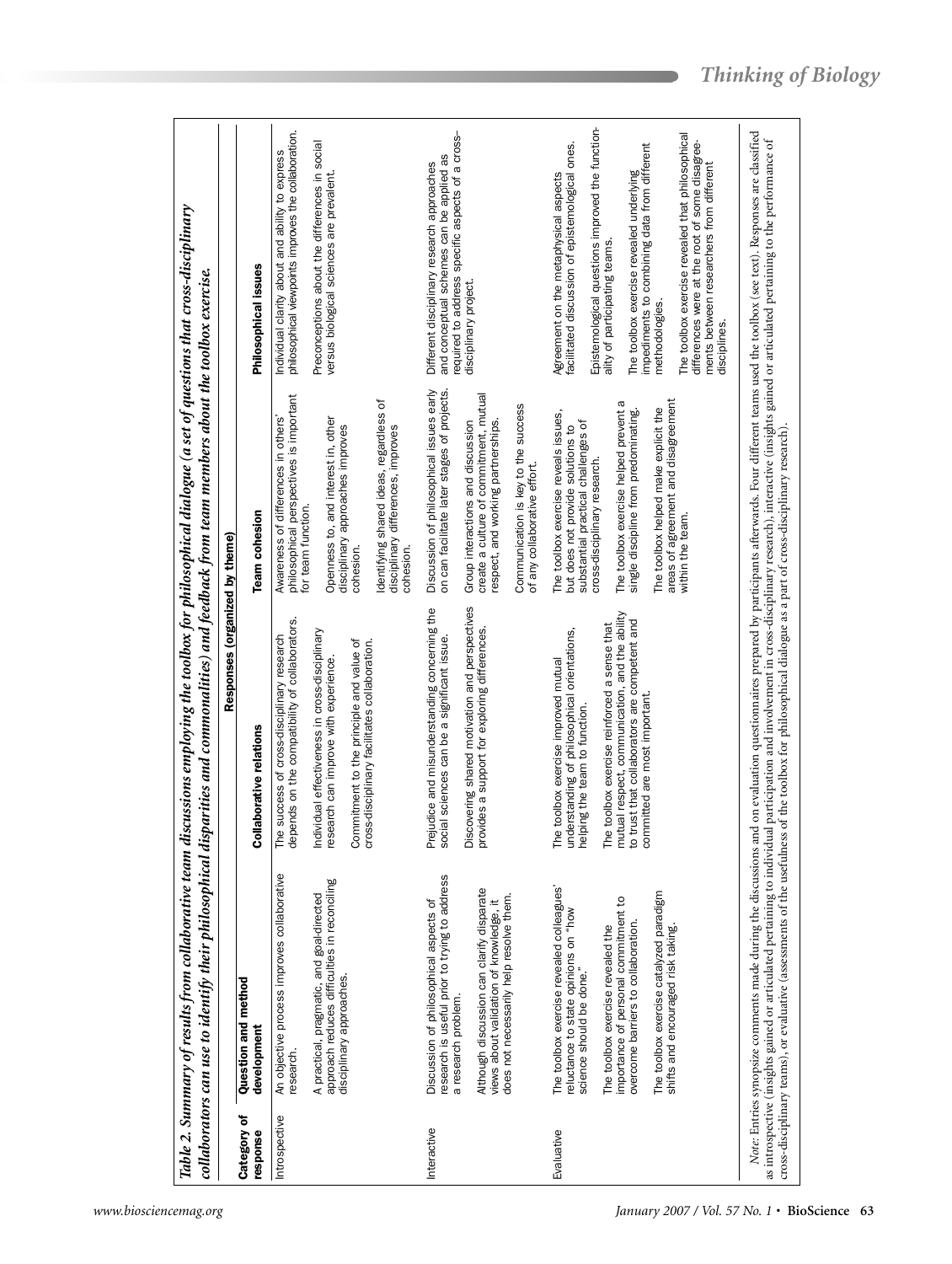*Table 2. Summary of results from collaborative team discussions employing the toolbox for philosophical dialogue (a set of questions that cross-disciplinary collaborators can use to identify their philosophical disparities and commonalities) and feedback from team members about the toolbox exercise.*

| Category of response | Responses (organized by theme) | | | |
|---|---|---|---|---|
| | Question and method development | Collaborative relations | Team cohesion | Philosophical issues |
| Introspective | An objective process improves collaborative research. | The success of cross-disciplinary research depends on the compatibility of collaborators. | Awareness of differences in others' philosophical perspectives is important for team function. | Individual clarity about and ability to express philosophical viewpoints improves the collaboration. |
| | A practical, pragmatic, and goal-directed approach reduces difficulties in reconciling disciplinary approaches. | Individual effectiveness in cross-disciplinary research can improve with experience. | Openness to, and interest in, other disciplinary approaches improves cohesion. | Preconceptions about the differences in social versus biological sciences are prevalent. |
| | | Commitment to the principle and value of cross-disciplinary facilitates collaboration. | Identifying shared ideas, regardless of disciplinary differences, improves cohesion. | |
| Interactive | Discussion of philosophical aspects of research is useful prior to trying to address a research problem. | Prejudice and misunderstanding concerning the social sciences can be a significant issue. | Discussion of philosophical issues early on can facilitate later stages of projects. | Different disciplinary research approaches and conceptual schemes can be applied as required to address specific aspects of a cross-disciplinary project. |
| | Although discussion can clarify disparate views about validation of knowledge, it does not necessarily help resolve them. | Discovering shared motivation and perspectives provides a support for exploring differences. | Group interactions and discussion create a culture of commitment, mutual respect, and working partnerships. | |
| | | | Communication is key to the success of any collaborative effort. | |
| Evaluative | The toolbox exercise revealed colleagues' reluctance to state opinions on "how science should be done." | The toolbox exercise improved mutual understanding of philosophical orientations, helping the team to function. | The toolbox exercise reveals issues, but does not provide solutions to substantial practical challenges of cross-disciplinary research. | Agreement on the metaphysical aspects facilitated discussion of epistemological ones. |
| | The toolbox exercise revealed the importance of personal commitment to overcome barriers to collaboration. | The toolbox exercise reinforced a sense that mutual respect, communication, and the ability to trust that collaborators are competent and committed are most important. | The toolbox exercise helped prevent a single discipline from predominating. | Epistemological questions improved the functionality of participating teams. |
| | The toolbox exercise catalyzed paradigm shifts and encouraged risk taking. | | The toolbox helped make explicit the areas of agreement and disagreement within the team. | The toolbox exercise revealed underlying impediments to combining data from different methodologies. |
| | | | | The toolbox exercise revealed that philosophical differences were at the root of some disagreements between researchers from different disciplines. |

*Note:* Entries synopsize comments made during the discussions and on evaluation questionnaires prepared by participants afterwards. Four different teams used the toolbox (see text). Responses are classified as introspective (insights gained or articulated pertaining to individual participation and involvement in cross-disciplinary research), interactive (insights gained or articulated pertaining to the performance of cross-disciplinary teams), or evaluative (assessments of the usefulness of the toolbox for philosophical dialogue as a part of cross-disciplinary research).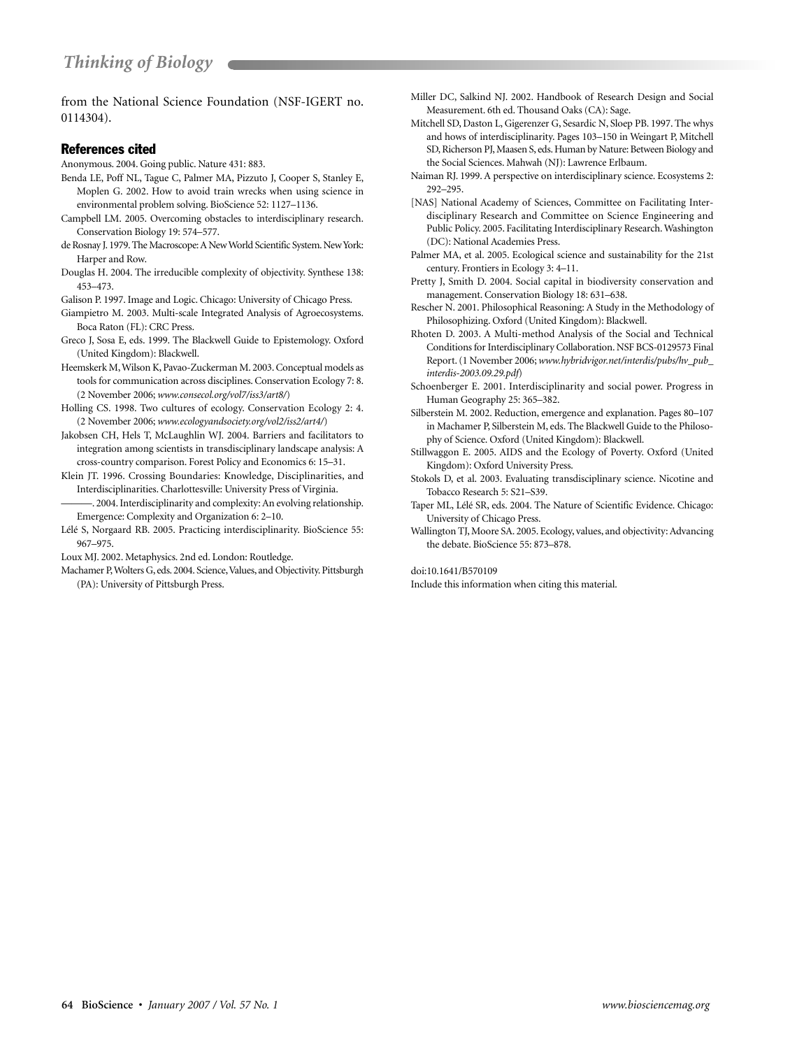from the National Science Foundation (NSF-IGERT no. 0114304).

## References cited

Anonymous. 2004. Going public. Nature 431: 883.

Benda LE, Poff NL, Tague C, Palmer MA, Pizzuto J, Cooper S, Stanley E, Moplen G. 2002. How to avoid train wrecks when using science in environmental problem solving. BioScience 52: 1127–1136.

Campbell LM. 2005. Overcoming obstacles to interdisciplinary research. Conservation Biology 19: 574–577.

de Rosnay J. 1979. The Macroscope: A New World Scientific System. New York: Harper and Row.

Douglas H. 2004. The irreducible complexity of objectivity. Synthese 138: 453–473.

Galison P. 1997. Image and Logic. Chicago: University of Chicago Press.

Giampietro M. 2003. Multi-scale Integrated Analysis of Agroecosystems. Boca Raton (FL): CRC Press.

Greco J, Sosa E, eds. 1999. The Blackwell Guide to Epistemology. Oxford (United Kingdom): Blackwell.

Heemskerk M, Wilson K, Pavao-Zuckerman M. 2003. Conceptual models as tools for communication across disciplines. Conservation Ecology 7: 8. (2 November 2006; *www.consecol.org/vol7/iss3/art8/*)

Holling CS. 1998. Two cultures of ecology. Conservation Ecology 2: 4. (2 November 2006; *www.ecologyandsociety.org/vol2/iss2/art4/*)

Jakobsen CH, Hels T, McLaughlin WJ. 2004. Barriers and facilitators to integration among scientists in transdisciplinary landscape analysis: A cross-country comparison. Forest Policy and Economics 6: 15–31.

Klein JT. 1996. Crossing Boundaries: Knowledge, Disciplinarities, and Interdisciplinarities. Charlottesville: University Press of Virginia.

———. 2004. Interdisciplinarity and complexity: An evolving relationship. Emergence: Complexity and Organization 6: 2–10.

Lélé S, Norgaard RB. 2005. Practicing interdisciplinarity. BioScience 55: 967–975.

Loux MJ. 2002. Metaphysics. 2nd ed. London: Routledge.

Machamer P, Wolters G, eds. 2004. Science, Values, and Objectivity. Pittsburgh (PA): University of Pittsburgh Press.

Miller DC, Salkind NJ. 2002. Handbook of Research Design and Social Measurement. 6th ed. Thousand Oaks (CA): Sage.

Mitchell SD, Daston L, Gigerenzer G, Sesardic N, Sloep PB. 1997. The whys and hows of interdisciplinarity. Pages 103–150 in Weingart P, Mitchell SD, Richerson PJ, Maasen S, eds. Human by Nature: Between Biology and the Social Sciences. Mahwah (NJ): Lawrence Erlbaum.

Naiman RJ. 1999. A perspective on interdisciplinary science. Ecosystems 2: 292–295.

[NAS] National Academy of Sciences, Committee on Facilitating Interdisciplinary Research and Committee on Science Engineering and Public Policy. 2005. Facilitating Interdisciplinary Research. Washington (DC): National Academies Press.

Palmer MA, et al. 2005. Ecological science and sustainability for the 21st century. Frontiers in Ecology 3: 4–11.

Pretty J, Smith D. 2004. Social capital in biodiversity conservation and management. Conservation Biology 18: 631–638.

Rescher N. 2001. Philosophical Reasoning: A Study in the Methodology of Philosophizing. Oxford (United Kingdom): Blackwell.

Rhoten D. 2003. A Multi-method Analysis of the Social and Technical Conditions for Interdisciplinary Collaboration. NSF BCS-0129573 Final Report. (1 November 2006; *www.hybridvigor.net/interdis/pubs/hv_pub_interdis-2003.09.29.pdf*)

Schoenberger E. 2001. Interdisciplinarity and social power. Progress in Human Geography 25: 365–382.

Silberstein M. 2002. Reduction, emergence and explanation. Pages 80–107 in Machamer P, Silberstein M, eds. The Blackwell Guide to the Philosophy of Science. Oxford (United Kingdom): Blackwell.

Stillwaggon E. 2005. AIDS and the Ecology of Poverty. Oxford (United Kingdom): Oxford University Press.

Stokols D, et al. 2003. Evaluating transdisciplinary science. Nicotine and Tobacco Research 5: S21–S39.

Taper ML, Lélé SR, eds. 2004. The Nature of Scientific Evidence. Chicago: University of Chicago Press.

Wallington TJ, Moore SA. 2005. Ecology, values, and objectivity: Advancing the debate. BioScience 55: 873–878.

doi:10.1641/B570109
Include this information when citing this material.